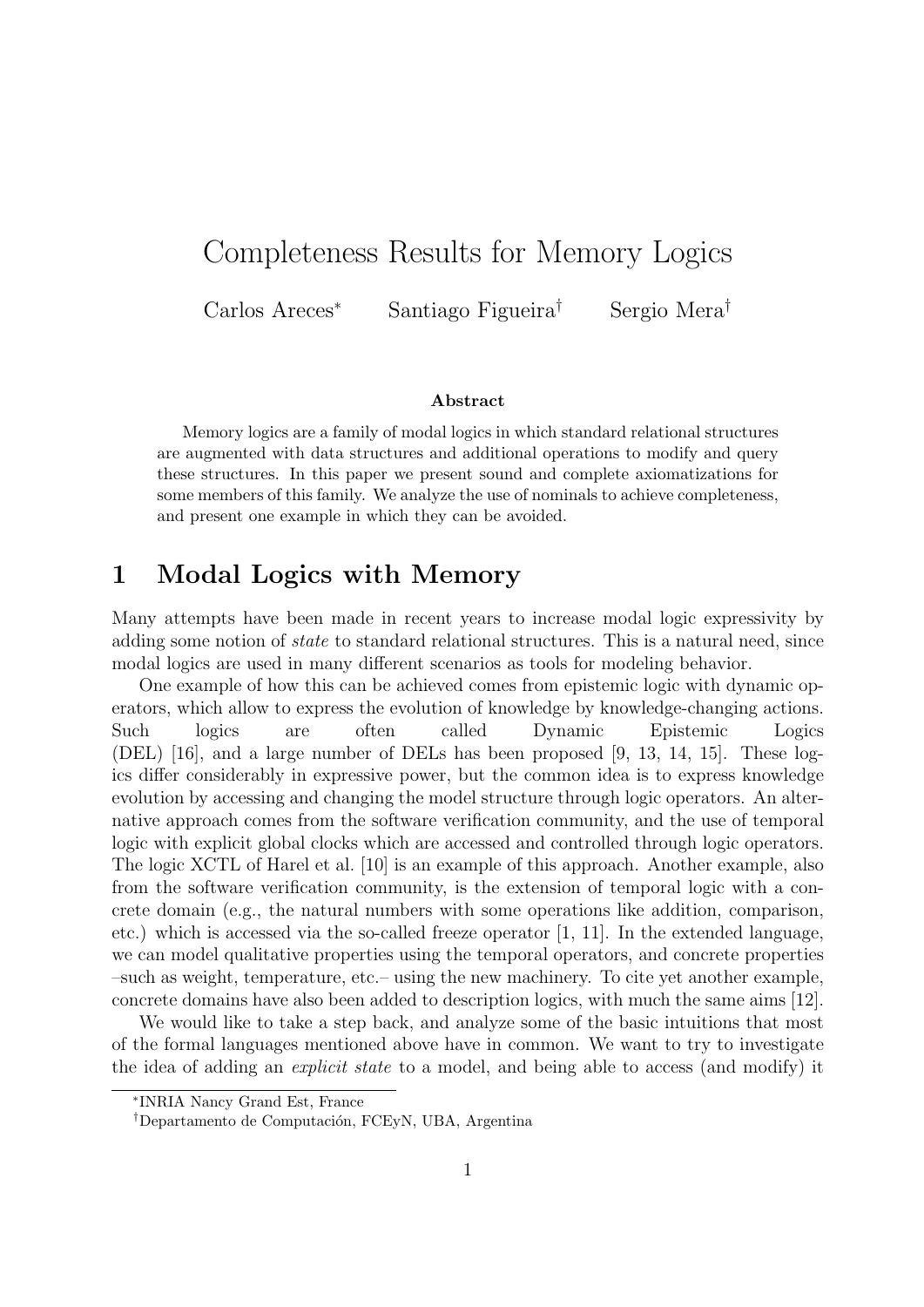# Completeness Results for Memory Logics

Carlos Areces[*] Santiago Figueira[†] Sergio Mera[†]

### Abstract

Memory logics are a family of modal logics in which standard relational structures are augmented with data structures and additional operations to modify and query these structures. In this paper we present sound and complete axiomatizations for some members of this family. We analyze the use of nominals to achieve completeness, and present one example in which they can be avoided.

## 1 Modal Logics with Memory

Many attempts have been made in recent years to increase modal logic expressivity by adding some notion of *state* to standard relational structures. This is a natural need, since modal logics are used in many different scenarios as tools for modeling behavior.

One example of how this can be achieved comes from epistemic logic with dynamic operators, which allow to express the evolution of knowledge by knowledge-changing actions. Such logics are often called Dynamic Epistemic Logics (DEL) [16], and a large number of DELs has been proposed [9, 13, 14, 15]. These logics differ considerably in expressive power, but the common idea is to express knowledge evolution by accessing and changing the model structure through logic operators. An alternative approach comes from the software verification community, and the use of temporal logic with explicit global clocks which are accessed and controlled through logic operators. The logic XCTL of Harel et al. [10] is an example of this approach. Another example, also from the software verification community, is the extension of temporal logic with a concrete domain (e.g., the natural numbers with some operations like addition, comparison, etc.) which is accessed via the so-called freeze operator [1, 11]. In the extended language, we can model qualitative properties using the temporal operators, and concrete properties –such as weight, temperature, etc.– using the new machinery. To cite yet another example, concrete domains have also been added to description logics, with much the same aims [12].

We would like to take a step back, and analyze some of the basic intuitions that most of the formal languages mentioned above have in common. We want to try to investigate the idea of adding an *explicit state* to a model, and being able to access (and modify) it

---

[*] INRIA Nancy Grand Est, France

[†] Departamento de Computación, FCEyN, UBA, Argentina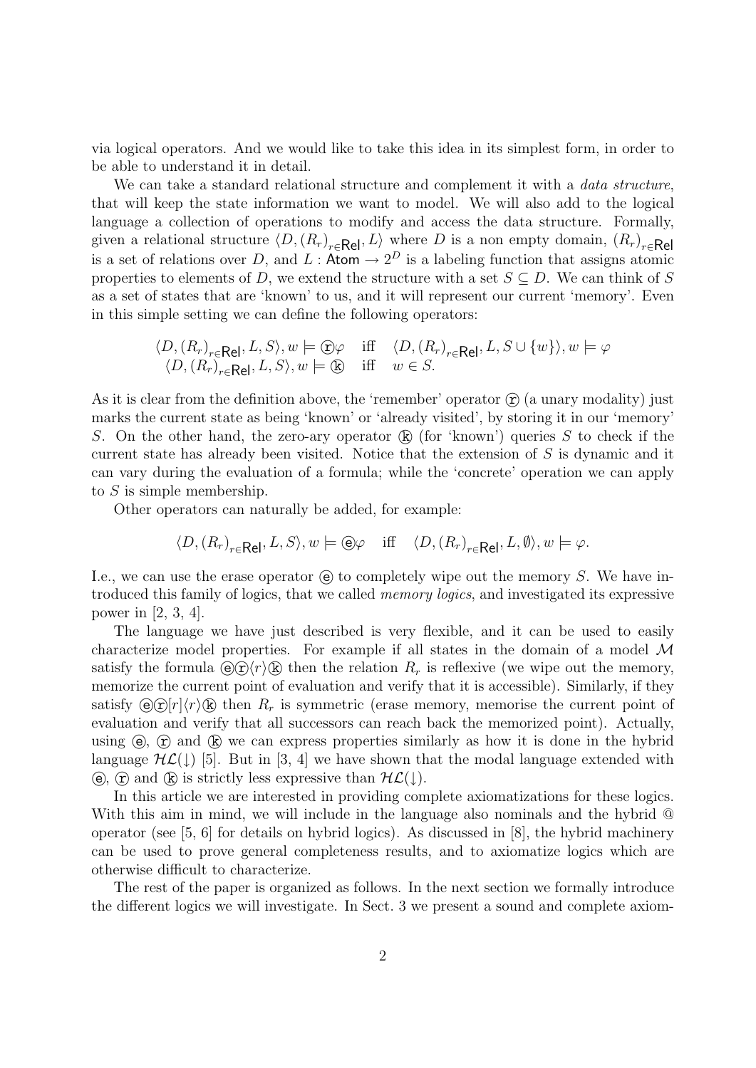via logical operators. And we would like to take this idea in its simplest form, in order to be able to understand it in detail.

We can take a standard relational structure and complement it with a *data structure*, that will keep the state information we want to model. We will also add to the logical language a collection of operations to modify and access the data structure. Formally, given a relational structure $\langle D, (R_r)_{r \in \mathsf{Rel}}, L\rangle$ where $D$ is a non empty domain, $(R_r)_{r \in \mathsf{Rel}}$ is a set of relations over $D$, and $L : \mathsf{Atom} \to 2^D$ is a labeling function that assigns atomic properties to elements of $D$, we extend the structure with a set $S \subseteq D$. We can think of $S$ as a set of states that are 'known' to us, and it will represent our current 'memory'. Even in this simple setting we can define the following operators:

$$\begin{array}{lll} \langle D, (R_r)_{r \in \mathsf{Rel}}, L, S\rangle, w \models ⓡ\varphi & \text{iff} & \langle D, (R_r)_{r \in \mathsf{Rel}}, L, S \cup \{w\}\rangle, w \models \varphi \\ \langle D, (R_r)_{r \in \mathsf{Rel}}, L, S\rangle, w \models ⓚ & \text{iff} & w \in S. \end{array}$$

As it is clear from the definition above, the 'remember' operator ⓡ (a unary modality) just marks the current state as being 'known' or 'already visited', by storing it in our 'memory' $S$. On the other hand, the zero-ary operator ⓚ (for 'known') queries $S$ to check if the current state has already been visited. Notice that the extension of $S$ is dynamic and it can vary during the evaluation of a formula; while the 'concrete' operation we can apply to $S$ is simple membership.

Other operators can naturally be added, for example:

$$\langle D, (R_r)_{r \in \mathsf{Rel}}, L, S\rangle, w \models ⓔ\varphi \quad \text{iff} \quad \langle D, (R_r)_{r \in \mathsf{Rel}}, L, \emptyset\rangle, w \models \varphi.$$

I.e., we can use the erase operator ⓔ to completely wipe out the memory $S$. We have introduced this family of logics, that we called *memory logics*, and investigated its expressive power in [2, 3, 4].

The language we have just described is very flexible, and it can be used to easily characterize model properties. For example if all states in the domain of a model $\mathcal{M}$ satisfy the formula ⓔⓡ$\langle r\rangle$ⓚ then the relation $R_r$ is reflexive (we wipe out the memory, memorize the current point of evaluation and verify that it is accessible). Similarly, if they satisfy ⓔⓡ$[r]\langle r\rangle$ⓚ then $R_r$ is symmetric (erase memory, memorise the current point of evaluation and verify that all successors can reach back the memorized point). Actually, using ⓔ, ⓡ and ⓚ we can express properties similarly as how it is done in the hybrid language $\mathcal{HL}(\downarrow)$ [5]. But in [3, 4] we have shown that the modal language extended with ⓔ, ⓡ and ⓚ is strictly less expressive than $\mathcal{HL}(\downarrow)$.

In this article we are interested in providing complete axiomatizations for these logics. With this aim in mind, we will include in the language also nominals and the hybrid @ operator (see [5, 6] for details on hybrid logics). As discussed in [8], the hybrid machinery can be used to prove general completeness results, and to axiomatize logics which are otherwise difficult to characterize.

The rest of the paper is organized as follows. In the next section we formally introduce the different logics we will investigate. In Sect. 3 we present a sound and complete axiom-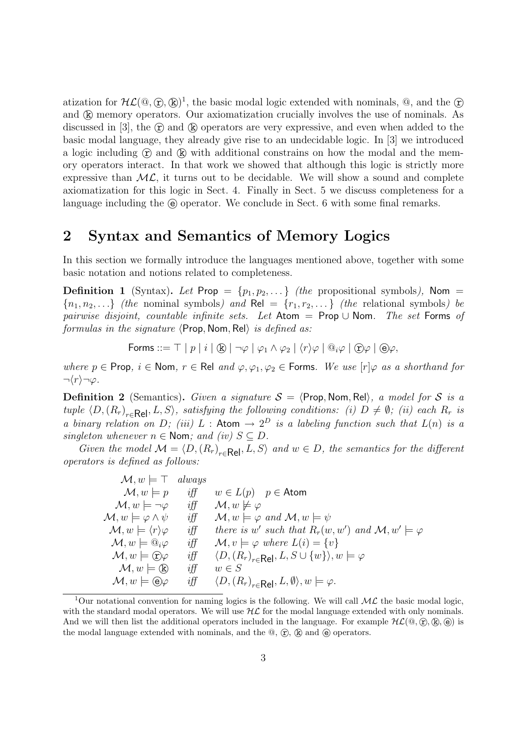atization for $\mathcal{HL}(@, ⓡ, ⓚ)$[1], the basic modal logic extended with nominals, $@$, and the ⓡ and ⓚ memory operators. Our axiomatization crucially involves the use of nominals. As discussed in [3], the ⓡ and ⓚ operators are very expressive, and even when added to the basic modal language, they already give rise to an undecidable logic. In [3] we introduced a logic including ⓡ and ⓚ with additional constrains on how the modal and the memory operators interact. In that work we showed that although this logic is strictly more expressive than $\mathcal{ML}$, it turns out to be decidable. We will show a sound and complete axiomatization for this logic in Sect. 4. Finally in Sect. 5 we discuss completeness for a language including the ⓔ operator. We conclude in Sect. 6 with some final remarks.

## 2 Syntax and Semantics of Memory Logics

In this section we formally introduce the languages mentioned above, together with some basic notation and notions related to completeness.

**Definition 1** (Syntax). *Let* $\mathsf{Prop} = \{p_1, p_2, \dots\}$ *(the* propositional symbols*),* $\mathsf{Nom} = \{n_1, n_2, \dots\}$ *(the* nominal symbols*) and* $\mathsf{Rel} = \{r_1, r_2, \dots\}$ *(the* relational symbols*) be pairwise disjoint, countable infinite sets. Let* $\mathsf{Atom} = \mathsf{Prop} \cup \mathsf{Nom}$. *The set* $\mathsf{Forms}$ *of formulas in the signature* $\langle \mathsf{Prop}, \mathsf{Nom}, \mathsf{Rel} \rangle$ *is defined as:*

$$\mathsf{Forms} ::= \top \mid p \mid i \mid ⓚ \mid \neg\varphi \mid \varphi_1 \wedge \varphi_2 \mid \langle r \rangle \varphi \mid @_i \varphi \mid ⓡ\varphi \mid ⓔ\varphi,$$

*where* $p \in \mathsf{Prop}$*,* $i \in \mathsf{Nom}$*,* $r \in \mathsf{Rel}$ *and* $\varphi, \varphi_1, \varphi_2 \in \mathsf{Forms}$*. We use* $[r]\varphi$ *as a shorthand for* $\neg\langle r \rangle \neg \varphi$*.*

**Definition 2** (Semantics). *Given a signature* $\mathcal{S} = \langle \mathsf{Prop}, \mathsf{Nom}, \mathsf{Rel} \rangle$*, a model for* $\mathcal{S}$ *is a tuple* $\langle D, (R_r)_{r \in \mathsf{Rel}}, L, S \rangle$*, satisfying the following conditions: (i)* $D \neq \emptyset$*; (ii) each* $R_r$ *is a binary relation on* $D$*; (iii)* $L : \mathsf{Atom} \to 2^D$ *is a labeling function such that* $L(n)$ *is a singleton whenever* $n \in \mathsf{Nom}$*; and (iv)* $S \subseteq D$*.*

*Given the model* $\mathcal{M} = \langle D, (R_r)_{r \in \mathsf{Rel}}, L, S \rangle$ *and* $w \in D$*, the semantics for the different operators is defined as follows:*

$$
\begin{array}{rll}
\mathcal{M}, w \models \top & \textit{always} & \\
\mathcal{M}, w \models p & \textit{iff} & w \in L(p) \quad p \in \mathsf{Atom} \\
\mathcal{M}, w \models \neg\varphi & \textit{iff} & \mathcal{M}, w \not\models \varphi \\
\mathcal{M}, w \models \varphi \wedge \psi & \textit{iff} & \mathcal{M}, w \models \varphi \textit{ and } \mathcal{M}, w \models \psi \\
\mathcal{M}, w \models \langle r \rangle \varphi & \textit{iff} & \textit{there is } w' \textit{ such that } R_r(w, w') \textit{ and } \mathcal{M}, w' \models \varphi \\
\mathcal{M}, w \models @_i \varphi & \textit{iff} & \mathcal{M}, v \models \varphi \textit{ where } L(i) = \{v\} \\
\mathcal{M}, w \models ⓡ\varphi & \textit{iff} & \langle D, (R_r)_{r \in \mathsf{Rel}}, L, S \cup \{w\} \rangle, w \models \varphi \\
\mathcal{M}, w \models ⓚ & \textit{iff} & w \in S \\
\mathcal{M}, w \models ⓔ\varphi & \textit{iff} & \langle D, (R_r)_{r \in \mathsf{Rel}}, L, \emptyset \rangle, w \models \varphi.
\end{array}
$$

---

[1] Our notational convention for naming logics is the following. We will call $\mathcal{ML}$ the basic modal logic, with the standard modal operators. We will use $\mathcal{HL}$ for the modal language extended with only nominals. And we will then list the additional operators included in the language. For example $\mathcal{HL}(@, ⓡ, ⓚ, ⓔ)$ is the modal language extended with nominals, and the $@$, ⓡ, ⓚ and ⓔ operators.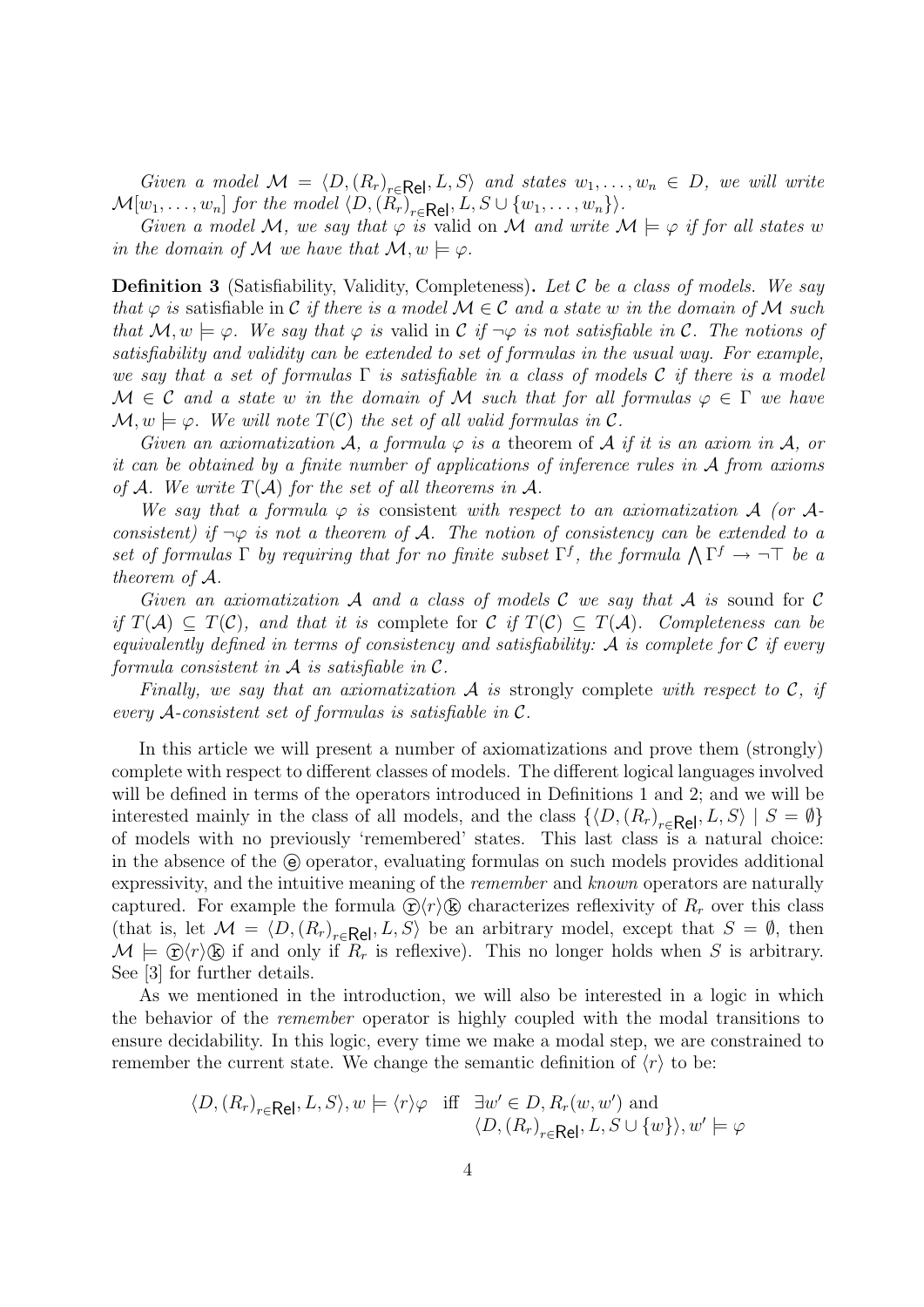*Given a model $\mathcal{M} = \langle D, (R_r)_{r\in\mathsf{Rel}}, L, S\rangle$ and states $w_1, \ldots, w_n \in D$, we will write $\mathcal{M}[w_1, \ldots, w_n]$ for the model $\langle D, (R_r)_{r\in\mathsf{Rel}}, L, S \cup \{w_1, \ldots, w_n\}\rangle$.*

*Given a model $\mathcal{M}$, we say that $\varphi$ is* valid *on $\mathcal{M}$ and write $\mathcal{M} \models \varphi$ if for all states $w$ in the domain of $\mathcal{M}$ we have that $\mathcal{M}, w \models \varphi$.*

**Definition 3** (Satisfiability, Validity, Completeness)**.** *Let $\mathcal{C}$ be a class of models. We say that $\varphi$ is* satisfiable *in $\mathcal{C}$ if there is a model $\mathcal{M} \in \mathcal{C}$ and a state $w$ in the domain of $\mathcal{M}$ such that $\mathcal{M}, w \models \varphi$. We say that $\varphi$ is* valid *in $\mathcal{C}$ if $\neg\varphi$ is not satisfiable in $\mathcal{C}$. The notions of satisfiability and validity can be extended to set of formulas in the usual way. For example, we say that a set of formulas $\Gamma$ is satisfiable in a class of models $\mathcal{C}$ if there is a model $\mathcal{M} \in \mathcal{C}$ and a state $w$ in the domain of $\mathcal{M}$ such that for all formulas $\varphi \in \Gamma$ we have $\mathcal{M}, w \models \varphi$. We will note $T(\mathcal{C})$ the set of all valid formulas in $\mathcal{C}$.*

*Given an axiomatization $\mathcal{A}$, a formula $\varphi$ is a* theorem *of $\mathcal{A}$ if it is an axiom in $\mathcal{A}$, or it can be obtained by a finite number of applications of inference rules in $\mathcal{A}$ from axioms of $\mathcal{A}$. We write $T(\mathcal{A})$ for the set of all theorems in $\mathcal{A}$.*

*We say that a formula $\varphi$ is* consistent *with respect to an axiomatization $\mathcal{A}$ (or $\mathcal{A}$-consistent) if $\neg\varphi$ is not a theorem of $\mathcal{A}$. The notion of consistency can be extended to a set of formulas $\Gamma$ by requiring that for no finite subset $\Gamma^f$, the formula $\bigwedge \Gamma^f \rightarrow \neg\top$ be a theorem of $\mathcal{A}$.*

*Given an axiomatization $\mathcal{A}$ and a class of models $\mathcal{C}$ we say that $\mathcal{A}$ is* sound *for $\mathcal{C}$ if $T(\mathcal{A}) \subseteq T(\mathcal{C})$, and that it is* complete *for $\mathcal{C}$ if $T(\mathcal{C}) \subseteq T(\mathcal{A})$. Completeness can be equivalently defined in terms of consistency and satisfiability: $\mathcal{A}$ is complete for $\mathcal{C}$ if every formula consistent in $\mathcal{A}$ is satisfiable in $\mathcal{C}$.*

*Finally, we say that an axiomatization $\mathcal{A}$ is* strongly complete *with respect to $\mathcal{C}$, if every $\mathcal{A}$-consistent set of formulas is satisfiable in $\mathcal{C}$.*

In this article we will present a number of axiomatizations and prove them (strongly) complete with respect to different classes of models. The different logical languages involved will be defined in terms of the operators introduced in Definitions 1 and 2; and we will be interested mainly in the class of all models, and the class $\{\langle D, (R_r)_{r\in\mathsf{Rel}}, L, S\rangle \mid S = \emptyset\}$ of models with no previously 'remembered' states. This last class is a natural choice: in the absence of the ⓔ operator, evaluating formulas on such models provides additional expressivity, and the intuitive meaning of the *remember* and *known* operators are naturally captured. For example the formula ⓡ$\langle r\rangle$ⓚ characterizes reflexivity of $R_r$ over this class (that is, let $\mathcal{M} = \langle D, (R_r)_{r\in\mathsf{Rel}}, L, S\rangle$ be an arbitrary model, except that $S = \emptyset$, then $\mathcal{M} \models$ ⓡ$\langle r\rangle$ⓚ if and only if $R_r$ is reflexive). This no longer holds when $S$ is arbitrary. See [3] for further details.

As we mentioned in the introduction, we will also be interested in a logic in which the behavior of the *remember* operator is highly coupled with the modal transitions to ensure decidability. In this logic, every time we make a modal step, we are constrained to remember the current state. We change the semantic definition of $\langle r\rangle$ to be:

$$\langle D, (R_r)_{r\in\mathsf{Rel}}, L, S\rangle, w \models \langle r\rangle\varphi \quad \text{iff} \quad \exists w' \in D, R_r(w, w') \text{ and } \langle D, (R_r)_{r\in\mathsf{Rel}}, L, S \cup \{w\}\rangle, w' \models \varphi$$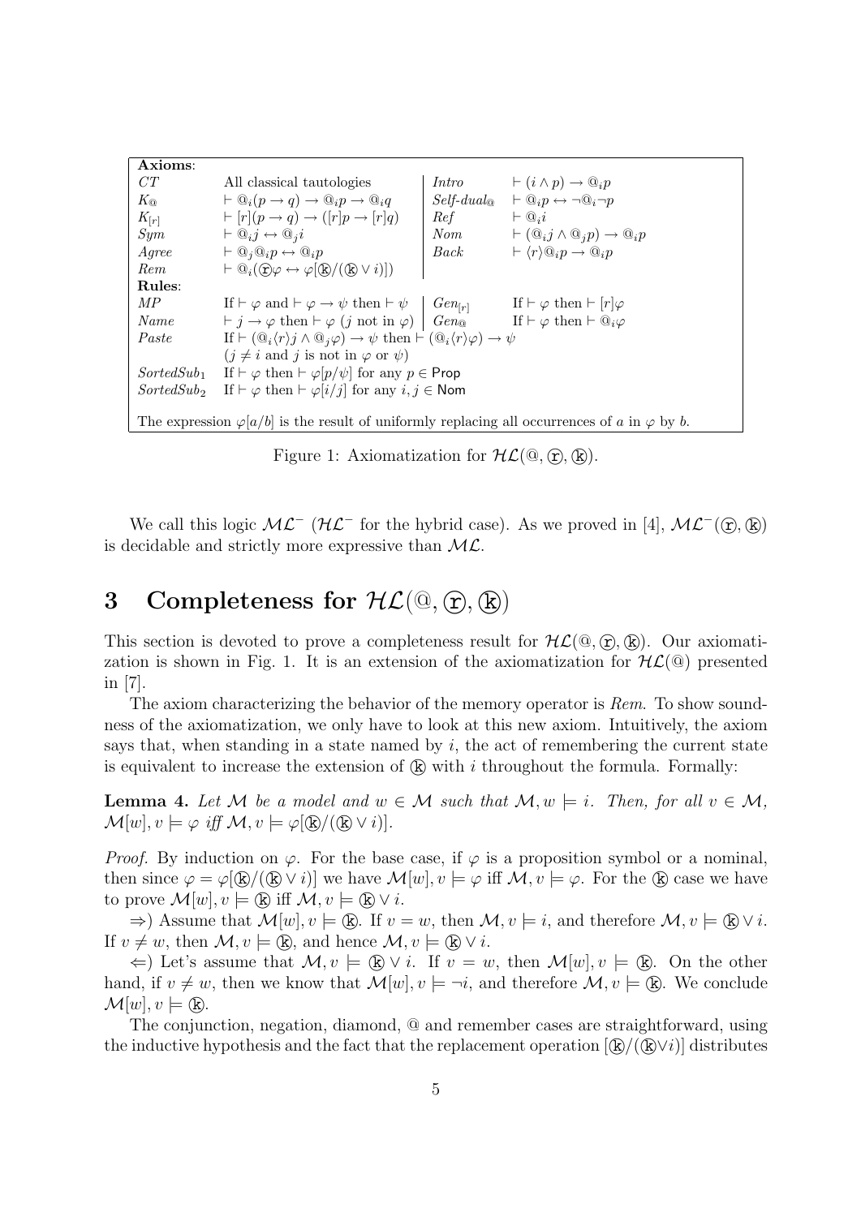| **Axioms**: | | | |
|---|---|---|---|
| $CT$ | All classical tautologies | $Intro$ | $\vdash (i \wedge p) \to @_i p$ |
| $K_@$ | $\vdash @_i(p \to q) \to @_i p \to @_i q$ | $Self\text{-}dual_@$ | $\vdash @_i p \leftrightarrow \neg @_i \neg p$ |
| $K_{[r]}$ | $\vdash [r](p \to q) \to ([r]p \to [r]q)$ | $Ref$ | $\vdash @_i i$ |
| $Sym$ | $\vdash @_i j \leftrightarrow @_j i$ | $Nom$ | $\vdash (@_i j \wedge @_j p) \to @_i p$ |
| $Agree$ | $\vdash @_j @_i p \leftrightarrow @_i p$ | $Back$ | $\vdash \langle r \rangle @_i p \to @_i p$ |
| $Rem$ | $\vdash @_i(\textcircled{r}\varphi \leftrightarrow \varphi[\textcircled{k}/(\textcircled{k} \vee i)])$ | | |
| **Rules**: | | | |
| $MP$ | If $\vdash \varphi$ and $\vdash \varphi \to \psi$ then $\vdash \psi$ | $Gen_{[r]}$ | If $\vdash \varphi$ then $\vdash [r]\varphi$ |
| $Name$ | $\vdash j \to \varphi$ then $\vdash \varphi$ ($j$ not in $\varphi$) | $Gen_@$ | If $\vdash \varphi$ then $\vdash @_i \varphi$ |
| $Paste$ | If $\vdash (@_i\langle r \rangle j \wedge @_j \varphi) \to \psi$ then $\vdash (@_i \langle r \rangle \varphi) \to \psi$ ($j \neq i$ and $j$ is not in $\varphi$ or $\psi$) | | |
| $SortedSub_1$ | If $\vdash \varphi$ then $\vdash \varphi[p/\psi]$ for any $p \in \mathsf{Prop}$ | | |
| $SortedSub_2$ | If $\vdash \varphi$ then $\vdash \varphi[i/j]$ for any $i, j \in \mathsf{Nom}$ | | |

The expression $\varphi[a/b]$ is the result of uniformly replacing all occurrences of $a$ in $\varphi$ by $b$.

Figure 1: Axiomatization for $\mathcal{HL}(@, \textcircled{r}, \textcircled{k})$.

We call this logic $\mathcal{ML}^-$ ($\mathcal{HL}^-$ for the hybrid case). As we proved in [4], $\mathcal{ML}^-(\textcircled{r}, \textcircled{k})$ is decidable and strictly more expressive than $\mathcal{ML}$.

# 3 Completeness for $\mathcal{HL}(@, \textcircled{r}, \textcircled{k})$

This section is devoted to prove a completeness result for $\mathcal{HL}(@, \textcircled{r}, \textcircled{k})$. Our axiomatization is shown in Fig. 1. It is an extension of the axiomatization for $\mathcal{HL}(@)$ presented in [7].

The axiom characterizing the behavior of the memory operator is *Rem*. To show soundness of the axiomatization, we only have to look at this new axiom. Intuitively, the axiom says that, when standing in a state named by $i$, the act of remembering the current state is equivalent to increase the extension of $\textcircled{k}$ with $i$ throughout the formula. Formally:

**Lemma 4.** *Let $\mathcal{M}$ be a model and $w \in \mathcal{M}$ such that $\mathcal{M}, w \models i$. Then, for all $v \in \mathcal{M}$, $\mathcal{M}[w], v \models \varphi$ iff $\mathcal{M}, v \models \varphi[\textcircled{k}/(\textcircled{k} \vee i)]$.*

*Proof.* By induction on $\varphi$. For the base case, if $\varphi$ is a proposition symbol or a nominal, then since $\varphi = \varphi[\textcircled{k}/(\textcircled{k} \vee i)]$ we have $\mathcal{M}[w], v \models \varphi$ iff $\mathcal{M}, v \models \varphi$. For the $\textcircled{k}$ case we have to prove $\mathcal{M}[w], v \models \textcircled{k}$ iff $\mathcal{M}, v \models \textcircled{k} \vee i$.

$\Rightarrow$) Assume that $\mathcal{M}[w], v \models \textcircled{k}$. If $v = w$, then $\mathcal{M}, v \models i$, and therefore $\mathcal{M}, v \models \textcircled{k} \vee i$. If $v \neq w$, then $\mathcal{M}, v \models \textcircled{k}$, and hence $\mathcal{M}, v \models \textcircled{k} \vee i$.

$\Leftarrow$) Let's assume that $\mathcal{M}, v \models \textcircled{k} \vee i$. If $v = w$, then $\mathcal{M}[w], v \models \textcircled{k}$. On the other hand, if $v \neq w$, then we know that $\mathcal{M}[w], v \models \neg i$, and therefore $\mathcal{M}, v \models \textcircled{k}$. We conclude $\mathcal{M}[w], v \models \textcircled{k}$.

The conjunction, negation, diamond, $@$ and remember cases are straightforward, using the inductive hypothesis and the fact that the replacement operation $[\textcircled{k}/(\textcircled{k} \vee i)]$ distributes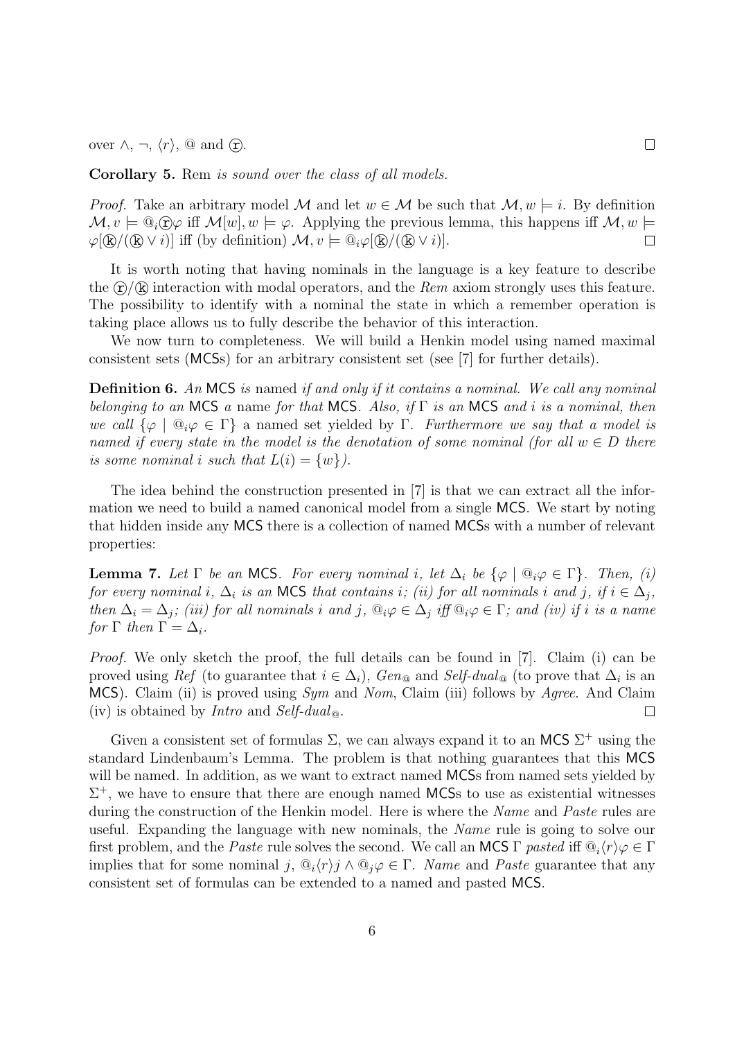over $\wedge$, $\neg$, $\langle r \rangle$, $@$ and ⓡ. $\square$

**Corollary 5.** *Rem is sound over the class of all models.*

*Proof.* Take an arbitrary model $\mathcal{M}$ and let $w \in \mathcal{M}$ be such that $\mathcal{M}, w \models i$. By definition $\mathcal{M}, v \models @_i ⓡ \varphi$ iff $\mathcal{M}[w], w \models \varphi$. Applying the previous lemma, this happens iff $\mathcal{M}, w \models \varphi[ⓚ/(ⓚ \vee i)]$ iff (by definition) $\mathcal{M}, v \models @_i \varphi[ⓚ/(ⓚ \vee i)]$. $\square$

It is worth noting that having nominals in the language is a key feature to describe the ⓡ/ⓚ interaction with modal operators, and the *Rem* axiom strongly uses this feature. The possibility to identify with a nominal the state in which a remember operation is taking place allows us to fully describe the behavior of this interaction.

We now turn to completeness. We will build a Henkin model using named maximal consistent sets (MCSs) for an arbitrary consistent set (see [7] for further details).

**Definition 6.** *An* MCS *is* named *if and only if it contains a nominal. We call any nominal belonging to an* MCS *a* name *for that* MCS*. Also, if $\Gamma$ is an* MCS *and $i$ is a nominal, then we call $\{\varphi \mid @_i \varphi \in \Gamma\}$ a named set yielded by $\Gamma$. Furthermore we say that a model is named if every state in the model is the denotation of some nominal (for all $w \in D$ there is some nominal $i$ such that $L(i) = \{w\}$).*

The idea behind the construction presented in [7] is that we can extract all the information we need to build a named canonical model from a single MCS. We start by noting that hidden inside any MCS there is a collection of named MCSs with a number of relevant properties:

**Lemma 7.** *Let $\Gamma$ be an* MCS*. For every nominal $i$, let $\Delta_i$ be $\{\varphi \mid @_i \varphi \in \Gamma\}$. Then, (i) for every nominal $i$, $\Delta_i$ is an* MCS *that contains $i$; (ii) for all nominals $i$ and $j$, if $i \in \Delta_j$, then $\Delta_i = \Delta_j$; (iii) for all nominals $i$ and $j$, $@_i \varphi \in \Delta_j$ iff $@_i \varphi \in \Gamma$; and (iv) if $i$ is a name for $\Gamma$ then $\Gamma = \Delta_i$.*

*Proof.* We only sketch the proof, the full details can be found in [7]. Claim (i) can be proved using *Ref* (to guarantee that $i \in \Delta_i$), *Gen*$_@$ and *Self-dual*$_@$ (to prove that $\Delta_i$ is an MCS). Claim (ii) is proved using *Sym* and *Nom*, Claim (iii) follows by *Agree*. And Claim (iv) is obtained by *Intro* and *Self-dual*$_@$. $\square$

Given a consistent set of formulas $\Sigma$, we can always expand it to an MCS $\Sigma^+$ using the standard Lindenbaum's Lemma. The problem is that nothing guarantees that this MCS will be named. In addition, as we want to extract named MCSs from named sets yielded by $\Sigma^+$, we have to ensure that there are enough named MCSs to use as existential witnesses during the construction of the Henkin model. Here is where the *Name* and *Paste* rules are useful. Expanding the language with new nominals, the *Name* rule is going to solve our first problem, and the *Paste* rule solves the second. We call an MCS $\Gamma$ *pasted* iff $@_i \langle r \rangle \varphi \in \Gamma$ implies that for some nominal $j$, $@_i \langle r \rangle j \wedge @_j \varphi \in \Gamma$. *Name* and *Paste* guarantee that any consistent set of formulas can be extended to a named and pasted MCS.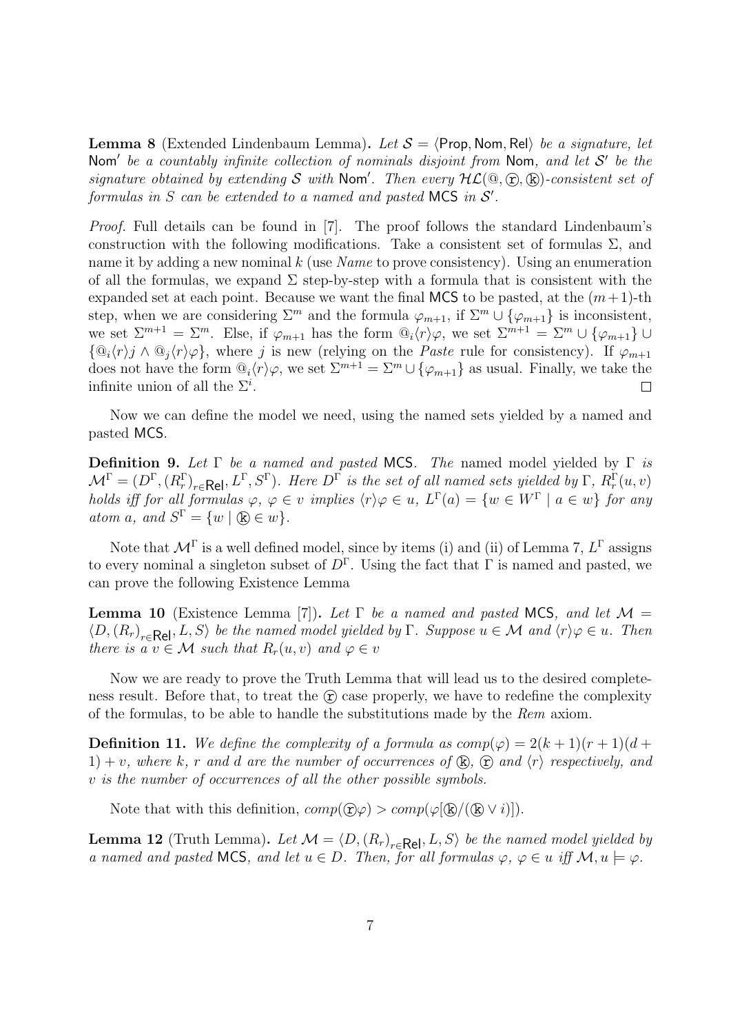**Lemma 8** (Extended Lindenbaum Lemma)**.** *Let $\mathcal{S} = \langle \mathsf{Prop}, \mathsf{Nom}, \mathsf{Rel} \rangle$ be a signature, let $\mathsf{Nom}'$ be a countably infinite collection of nominals disjoint from $\mathsf{Nom}$, and let $\mathcal{S}'$ be the signature obtained by extending $\mathcal{S}$ with $\mathsf{Nom}'$. Then every $\mathcal{HL}(@, ⓡ, ⓚ)$-consistent set of formulas in $S$ can be extended to a named and pasted $\mathsf{MCS}$ in $\mathcal{S}'$.*

*Proof.* Full details can be found in [7]. The proof follows the standard Lindenbaum's construction with the following modifications. Take a consistent set of formulas $\Sigma$, and name it by adding a new nominal $k$ (use *Name* to prove consistency). Using an enumeration of all the formulas, we expand $\Sigma$ step-by-step with a formula that is consistent with the expanded set at each point. Because we want the final $\mathsf{MCS}$ to be pasted, at the $(m+1)$-th step, when we are considering $\Sigma^m$ and the formula $\varphi_{m+1}$, if $\Sigma^m \cup \{\varphi_{m+1}\}$ is inconsistent, we set $\Sigma^{m+1} = \Sigma^m$. Else, if $\varphi_{m+1}$ has the form $@_i\langle r\rangle\varphi$, we set $\Sigma^{m+1} = \Sigma^m \cup \{\varphi_{m+1}\} \cup \{@_i\langle r\rangle j \wedge @_j\langle r\rangle\varphi\}$, where $j$ is new (relying on the *Paste* rule for consistency). If $\varphi_{m+1}$ does not have the form $@_i\langle r\rangle\varphi$, we set $\Sigma^{m+1} = \Sigma^m \cup \{\varphi_{m+1}\}$ as usual. Finally, we take the infinite union of all the $\Sigma^i$. □

Now we can define the model we need, using the named sets yielded by a named and pasted $\mathsf{MCS}$.

**Definition 9.** *Let $\Gamma$ be a named and pasted $\mathsf{MCS}$. The* named model yielded by $\Gamma$ *is $\mathcal{M}^\Gamma = (D^\Gamma, (R^\Gamma_r)_{r\in\mathsf{Rel}}, L^\Gamma, S^\Gamma)$. Here $D^\Gamma$ is the set of all named sets yielded by $\Gamma$, $R^\Gamma_r(u,v)$ holds iff for all formulas $\varphi$, $\varphi \in v$ implies $\langle r\rangle\varphi \in u$, $L^\Gamma(a) = \{w \in W^\Gamma \mid a \in w\}$ for any atom $a$, and $S^\Gamma = \{w \mid ⓚ \in w\}$.*

Note that $\mathcal{M}^\Gamma$ is a well defined model, since by items (i) and (ii) of Lemma 7, $L^\Gamma$ assigns to every nominal a singleton subset of $D^\Gamma$. Using the fact that $\Gamma$ is named and pasted, we can prove the following Existence Lemma

**Lemma 10** (Existence Lemma [7])**.** *Let $\Gamma$ be a named and pasted $\mathsf{MCS}$, and let $\mathcal{M} = \langle D, (R_r)_{r\in\mathsf{Rel}}, L, S\rangle$ be the named model yielded by $\Gamma$. Suppose $u \in \mathcal{M}$ and $\langle r\rangle\varphi \in u$. Then there is a $v \in \mathcal{M}$ such that $R_r(u,v)$ and $\varphi \in v$*

Now we are ready to prove the Truth Lemma that will lead us to the desired completeness result. Before that, to treat the ⓡ case properly, we have to redefine the complexity of the formulas, to be able to handle the substitutions made by the *Rem* axiom.

**Definition 11.** *We define the complexity of a formula as $comp(\varphi) = 2(k+1)(r+1)(d+1) + v$, where $k$, $r$ and $d$ are the number of occurrences of ⓚ, ⓡ and $\langle r\rangle$ respectively, and $v$ is the number of occurrences of all the other possible symbols.*

Note that with this definition, $comp(ⓡ\varphi) > comp(\varphi[ⓚ/(ⓚ \vee i)])$.

**Lemma 12** (Truth Lemma)**.** *Let $\mathcal{M} = \langle D, (R_r)_{r\in\mathsf{Rel}}, L, S\rangle$ be the named model yielded by a named and pasted $\mathsf{MCS}$, and let $u \in D$. Then, for all formulas $\varphi$, $\varphi \in u$ iff $\mathcal{M}, u \models \varphi$.*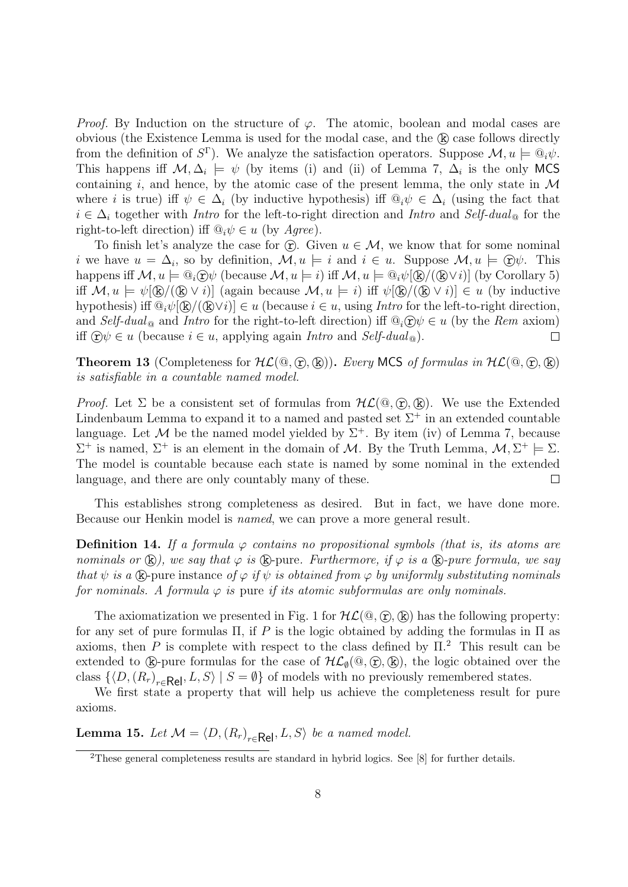*Proof.* By Induction on the structure of $\varphi$. The atomic, boolean and modal cases are obvious (the Existence Lemma is used for the modal case, and the Ⓚ case follows directly from the definition of $S^\Gamma$). We analyze the satisfaction operators. Suppose $\mathcal{M}, u \models @_i\psi$. This happens iff $\mathcal{M}, \Delta_i \models \psi$ (by items (i) and (ii) of Lemma 7, $\Delta_i$ is the only MCS containing $i$, and hence, by the atomic case of the present lemma, the only state in $\mathcal{M}$ where $i$ is true) iff $\psi \in \Delta_i$ (by inductive hypothesis) iff $@_i\psi \in \Delta_i$ (using the fact that $i \in \Delta_i$ together with *Intro* for the left-to-right direction and *Intro* and *Self-dual*$_@$ for the right-to-left direction) iff $@_i\psi \in u$ (by *Agree*).

To finish let's analyze the case for Ⓡ. Given $u \in \mathcal{M}$, we know that for some nominal $i$ we have $u = \Delta_i$, so by definition, $\mathcal{M}, u \models i$ and $i \in u$. Suppose $\mathcal{M}, u \models$ Ⓡ$\psi$. This happens iff $\mathcal{M}, u \models @_i$Ⓡ$\psi$ (because $\mathcal{M}, u \models i$) iff $\mathcal{M}, u \models @_i\psi$[Ⓚ/(Ⓚ$\vee i$)] (by Corollary 5) iff $\mathcal{M}, u \models \psi$[Ⓚ/(Ⓚ $\vee\, i$)] (again because $\mathcal{M}, u \models i$) iff $\psi$[Ⓚ/(Ⓚ $\vee\, i$)] $\in u$ (by inductive hypothesis) iff $@_i\psi$[Ⓚ/(Ⓚ$\vee i$)] $\in u$ (because $i \in u$, using *Intro* for the left-to-right direction, and *Self-dual*$_@$ and *Intro* for the right-to-left direction) iff $@_i$Ⓡ$\psi \in u$ (by the *Rem* axiom) iff Ⓡ$\psi \in u$ (because $i \in u$, applying again *Intro* and *Self-dual*$_@$). ◻

**Theorem 13** (Completeness for $\mathcal{HL}$(@, Ⓡ, Ⓚ))**.** *Every* MCS *of formulas in* $\mathcal{HL}$(@, Ⓡ, Ⓚ) *is satisfiable in a countable named model.*

*Proof.* Let $\Sigma$ be a consistent set of formulas from $\mathcal{HL}$(@, Ⓡ, Ⓚ). We use the Extended Lindenbaum Lemma to expand it to a named and pasted set $\Sigma^+$ in an extended countable language. Let $\mathcal{M}$ be the named model yielded by $\Sigma^+$. By item (iv) of Lemma 7, because $\Sigma^+$ is named, $\Sigma^+$ is an element in the domain of $\mathcal{M}$. By the Truth Lemma, $\mathcal{M}, \Sigma^+ \models \Sigma$. The model is countable because each state is named by some nominal in the extended language, and there are only countably many of these. ◻

This establishes strong completeness as desired. But in fact, we have done more. Because our Henkin model is *named*, we can prove a more general result.

**Definition 14.** *If a formula $\varphi$ contains no propositional symbols (that is, its atoms are nominals or* Ⓚ*), we say that $\varphi$ is* Ⓚ-pure*. Furthermore, if $\varphi$ is a* Ⓚ*-pure formula, we say that $\psi$ is a* Ⓚ-pure instance *of $\varphi$ if $\psi$ is obtained from $\varphi$ by uniformly substituting nominals for nominals. A formula $\varphi$ is* pure *if its atomic subformulas are only nominals.*

The axiomatization we presented in Fig. 1 for $\mathcal{HL}$(@, Ⓡ, Ⓚ) has the following property: for any set of pure formulas $\Pi$, if $P$ is the logic obtained by adding the formulas in $\Pi$ as axioms, then $P$ is complete with respect to the class defined by $\Pi$.[2] This result can be extended to Ⓚ-pure formulas for the case of $\mathcal{HL}_\emptyset$(@, Ⓡ, Ⓚ), the logic obtained over the class $\{\langle D, (R_r)_{r\in\mathsf{Rel}}, L, S\rangle \mid S = \emptyset\}$ of models with no previously remembered states.

We first state a property that will help us achieve the completeness result for pure axioms.

**Lemma 15.** *Let $\mathcal{M} = \langle D, (R_r)_{r\in\mathsf{Rel}}, L, S\rangle$ be a named model.*

[2] These general completeness results are standard in hybrid logics. See [8] for further details.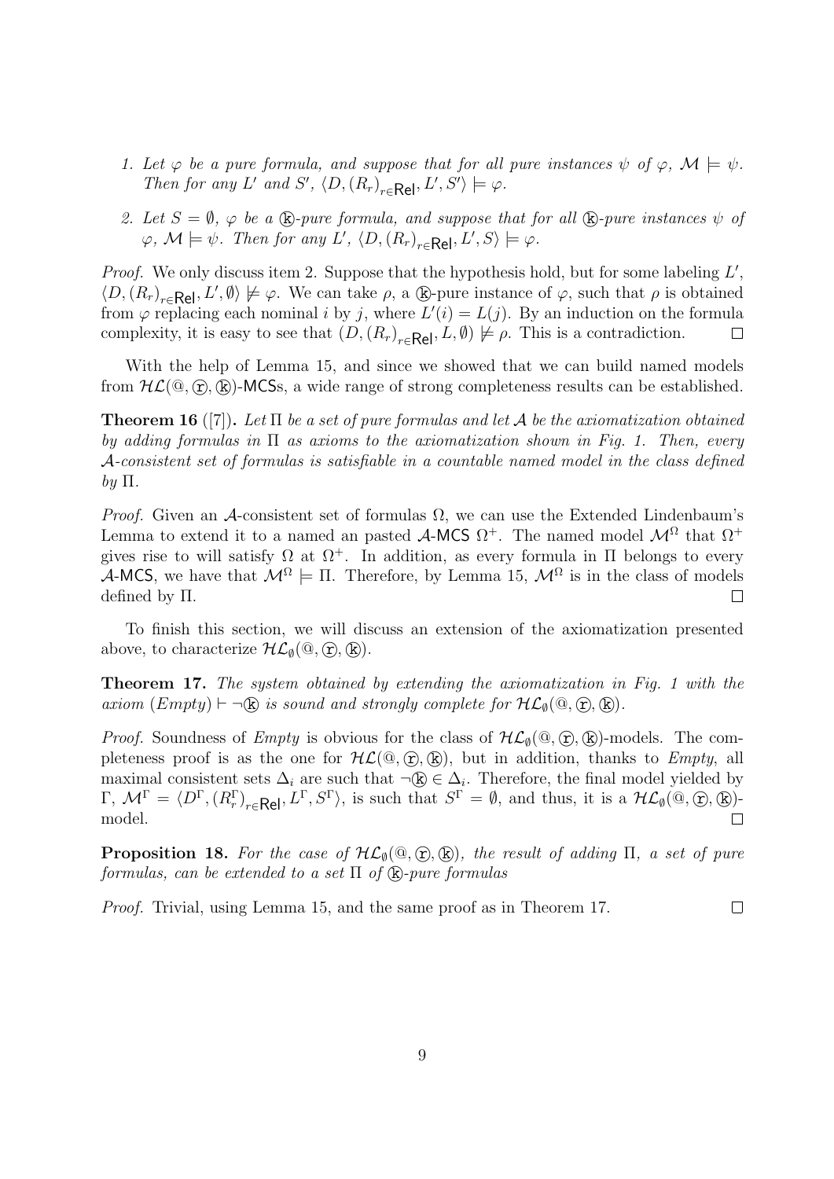1. *Let $\varphi$ be a pure formula, and suppose that for all pure instances $\psi$ of $\varphi$, $\mathcal{M} \models \psi$. Then for any $L'$ and $S'$, $\langle D, (R_r)_{r \in \mathsf{Rel}}, L', S' \rangle \models \varphi$.*

2. *Let $S = \emptyset$, $\varphi$ be a ⓚ-pure formula, and suppose that for all ⓚ-pure instances $\psi$ of $\varphi$, $\mathcal{M} \models \psi$. Then for any $L'$, $\langle D, (R_r)_{r \in \mathsf{Rel}}, L', S \rangle \models \varphi$.*

*Proof.* We only discuss item 2. Suppose that the hypothesis hold, but for some labeling $L'$, $\langle D, (R_r)_{r \in \mathsf{Rel}}, L', \emptyset \rangle \not\models \varphi$. We can take $\rho$, a ⓚ-pure instance of $\varphi$, such that $\rho$ is obtained from $\varphi$ replacing each nominal $i$ by $j$, where $L'(i) = L(j)$. By an induction on the formula complexity, it is easy to see that $(D, (R_r)_{r \in \mathsf{Rel}}, L, \emptyset) \not\models \rho$. This is a contradiction. □

With the help of Lemma 15, and since we showed that we can build named models from $\mathcal{HL}(@, ⓡ, ⓚ)$-MCSs, a wide range of strong completeness results can be established.

**Theorem 16** ([7])**.** *Let $\Pi$ be a set of pure formulas and let $\mathcal{A}$ be the axiomatization obtained by adding formulas in $\Pi$ as axioms to the axiomatization shown in Fig. 1. Then, every $\mathcal{A}$-consistent set of formulas is satisfiable in a countable named model in the class defined by $\Pi$.*

*Proof.* Given an $\mathcal{A}$-consistent set of formulas $\Omega$, we can use the Extended Lindenbaum's Lemma to extend it to a named an pasted $\mathcal{A}$-MCS $\Omega^+$. The named model $\mathcal{M}^\Omega$ that $\Omega^+$ gives rise to will satisfy $\Omega$ at $\Omega^+$. In addition, as every formula in $\Pi$ belongs to every $\mathcal{A}$-MCS, we have that $\mathcal{M}^\Omega \models \Pi$. Therefore, by Lemma 15, $\mathcal{M}^\Omega$ is in the class of models defined by $\Pi$. □

To finish this section, we will discuss an extension of the axiomatization presented above, to characterize $\mathcal{HL}_\emptyset(@, ⓡ, ⓚ)$.

**Theorem 17.** *The system obtained by extending the axiomatization in Fig. 1 with the axiom (Empty) $\vdash \neg$ⓚ is sound and strongly complete for $\mathcal{HL}_\emptyset(@, ⓡ, ⓚ)$.*

*Proof.* Soundness of *Empty* is obvious for the class of $\mathcal{HL}_\emptyset(@, ⓡ, ⓚ)$-models. The completeness proof is as the one for $\mathcal{HL}(@, ⓡ, ⓚ)$, but in addition, thanks to *Empty*, all maximal consistent sets $\Delta_i$ are such that $\neg$ⓚ $\in \Delta_i$. Therefore, the final model yielded by $\Gamma$, $\mathcal{M}^\Gamma = \langle D^\Gamma, (R_r^\Gamma)_{r \in \mathsf{Rel}}, L^\Gamma, S^\Gamma \rangle$, is such that $S^\Gamma = \emptyset$, and thus, it is a $\mathcal{HL}_\emptyset(@, ⓡ, ⓚ)$-model. □

**Proposition 18.** *For the case of $\mathcal{HL}_\emptyset(@, ⓡ, ⓚ)$, the result of adding $\Pi$, a set of pure formulas, can be extended to a set $\Pi$ of ⓚ-pure formulas*

*Proof.* Trivial, using Lemma 15, and the same proof as in Theorem 17. □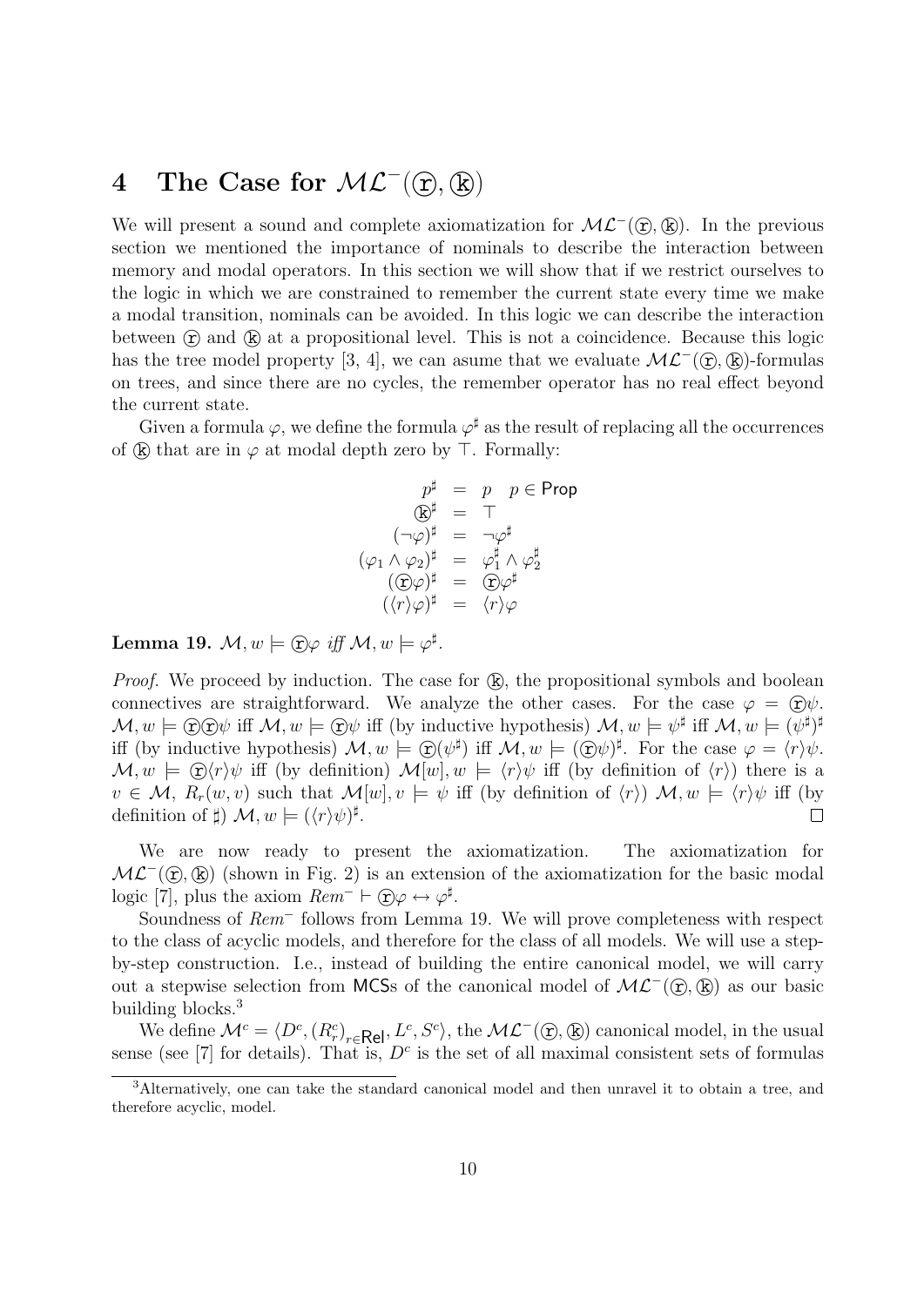## 4 The Case for $\mathcal{ML}^-(\textcircled{r}, \textcircled{k})$

We will present a sound and complete axiomatization for $\mathcal{ML}^-(\textcircled{r}, \textcircled{k})$. In the previous section we mentioned the importance of nominals to describe the interaction between memory and modal operators. In this section we will show that if we restrict ourselves to the logic in which we are constrained to remember the current state every time we make a modal transition, nominals can be avoided. In this logic we can describe the interaction between $\textcircled{r}$ and $\textcircled{k}$ at a propositional level. This is not a coincidence. Because this logic has the tree model property [3, 4], we can asume that we evaluate $\mathcal{ML}^-(\textcircled{r}, \textcircled{k})$-formulas on trees, and since there are no cycles, the remember operator has no real effect beyond the current state.

Given a formula $\varphi$, we define the formula $\varphi^\sharp$ as the result of replacing all the occurrences of $\textcircled{k}$ that are in $\varphi$ at modal depth zero by $\top$. Formally:

$$
\begin{array}{rcl}
p^\sharp & = & p \quad p \in \mathsf{Prop} \\
\textcircled{k}^\sharp & = & \top \\
(\neg\varphi)^\sharp & = & \neg\varphi^\sharp \\
(\varphi_1 \wedge \varphi_2)^\sharp & = & \varphi_1^\sharp \wedge \varphi_2^\sharp \\
(\textcircled{r}\varphi)^\sharp & = & \textcircled{r}\varphi^\sharp \\
(\langle r\rangle\varphi)^\sharp & = & \langle r\rangle\varphi
\end{array}
$$

**Lemma 19.** *$\mathcal{M}, w \models \textcircled{r}\varphi$ iff $\mathcal{M}, w \models \varphi^\sharp$.*

*Proof.* We proceed by induction. The case for $\textcircled{k}$, the propositional symbols and boolean connectives are straightforward. We analyze the other cases. For the case $\varphi = \textcircled{r}\psi$. $\mathcal{M}, w \models \textcircled{r}\textcircled{r}\psi$ iff $\mathcal{M}, w \models \textcircled{r}\psi$ iff (by inductive hypothesis) $\mathcal{M}, w \models \psi^\sharp$ iff $\mathcal{M}, w \models (\psi^\sharp)^\sharp$ iff (by inductive hypothesis) $\mathcal{M}, w \models \textcircled{r}(\psi^\sharp)$ iff $\mathcal{M}, w \models (\textcircled{r}\psi)^\sharp$. For the case $\varphi = \langle r\rangle\psi$. $\mathcal{M}, w \models \textcircled{r}\langle r\rangle\psi$ iff (by definition) $\mathcal{M}[w], w \models \langle r\rangle\psi$ iff (by definition of $\langle r\rangle$) there is a $v \in \mathcal{M}$, $R_r(w, v)$ such that $\mathcal{M}[w], v \models \psi$ iff (by definition of $\langle r\rangle$) $\mathcal{M}, w \models \langle r\rangle\psi$ iff (by definition of $\sharp$) $\mathcal{M}, w \models (\langle r\rangle\psi)^\sharp$. $\square$

We are now ready to present the axiomatization. The axiomatization for $\mathcal{ML}^-(\textcircled{r}, \textcircled{k})$ (shown in Fig. 2) is an extension of the axiomatization for the basic modal logic [7], plus the axiom $Rem^- \vdash \textcircled{r}\varphi \leftrightarrow \varphi^\sharp$.

Soundness of $Rem^-$ follows from Lemma 19. We will prove completeness with respect to the class of acyclic models, and therefore for the class of all models. We will use a step-by-step construction. I.e., instead of building the entire canonical model, we will carry out a stepwise selection from MCSs of the canonical model of $\mathcal{ML}^-(\textcircled{r}, \textcircled{k})$ as our basic building blocks.[3]

We define $\mathcal{M}^c = \langle D^c, (R^c_r)_{r \in \mathsf{Rel}}, L^c, S^c\rangle$, the $\mathcal{ML}^-(\textcircled{r}, \textcircled{k})$ canonical model, in the usual sense (see [7] for details). That is, $D^c$ is the set of all maximal consistent sets of formulas

[3] Alternatively, one can take the standard canonical model and then unravel it to obtain a tree, and therefore acyclic, model.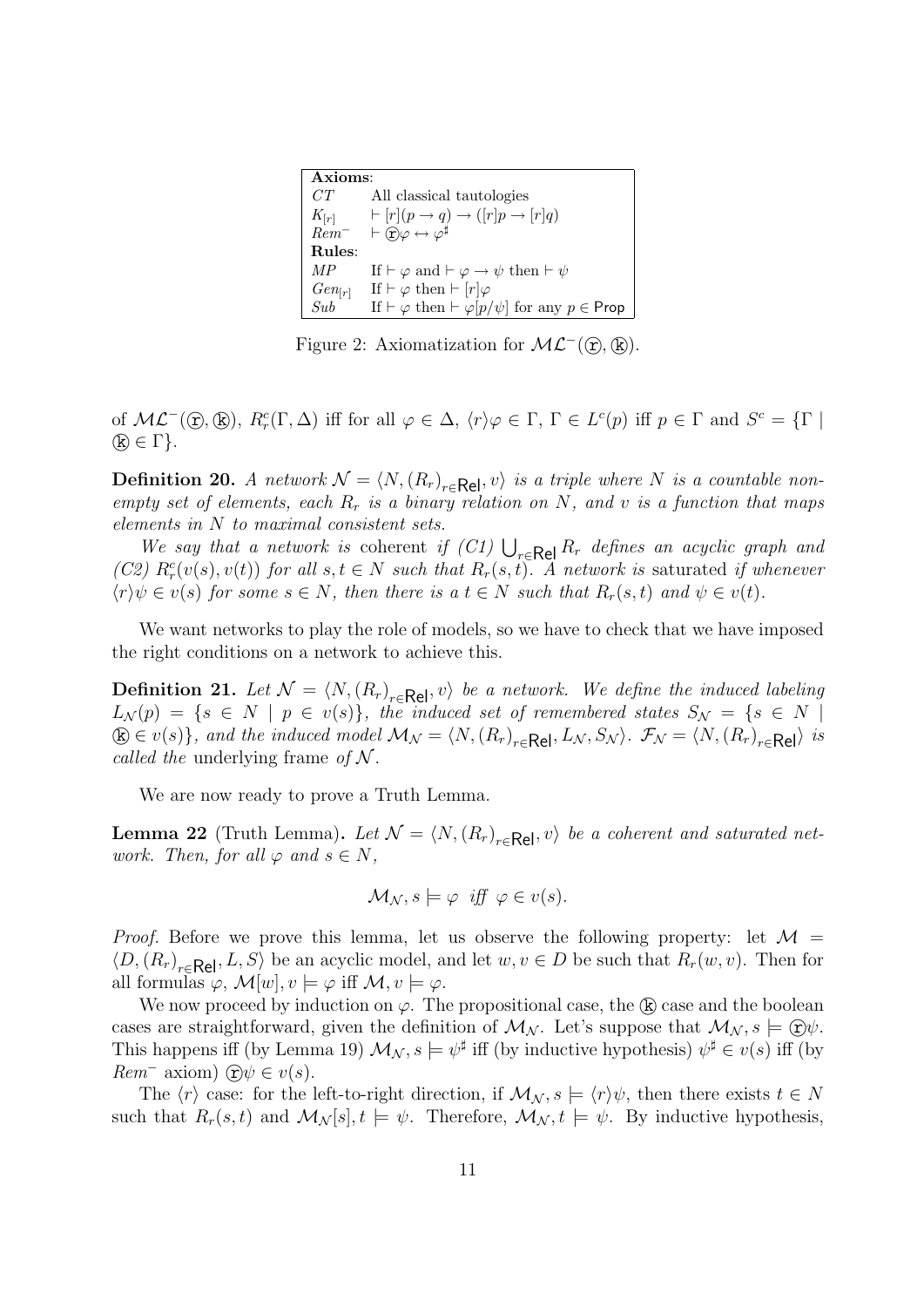| **Axioms**: | |
|---|---|
| $CT$ | All classical tautologies |
| $K_{[r]}$ | $\vdash [r](p \to q) \to ([r]p \to [r]q)$ |
| $Rem^-$ | $\vdash ⓡ\varphi \leftrightarrow \varphi^\sharp$ |
| **Rules**: | |
| $MP$ | If $\vdash \varphi$ and $\vdash \varphi \to \psi$ then $\vdash \psi$ |
| $Gen_{[r]}$ | If $\vdash \varphi$ then $\vdash [r]\varphi$ |
| $Sub$ | If $\vdash \varphi$ then $\vdash \varphi[p/\psi]$ for any $p \in \mathsf{Prop}$ |

Figure 2: Axiomatization for $\mathcal{ML}^-$(ⓡ, ⓚ).

of $\mathcal{ML}^-$(ⓡ, ⓚ), $R^c_r(\Gamma, \Delta)$ iff for all $\varphi \in \Delta$, $\langle r\rangle\varphi \in \Gamma$, $\Gamma \in L^c(p)$ iff $p \in \Gamma$ and $S^c = \{\Gamma \mid$ ⓚ $\in \Gamma\}$.

**Definition 20.** *A network $\mathcal{N} = \langle N, (R_r)_{r\in\mathsf{Rel}}, v\rangle$ is a triple where $N$ is a countable non-empty set of elements, each $R_r$ is a binary relation on $N$, and $v$ is a function that maps elements in $N$ to maximal consistent sets.*

*We say that a network is* coherent *if (C1) $\bigcup_{r\in\mathsf{Rel}} R_r$ defines an acyclic graph and (C2) $R^c_r(v(s), v(t))$ for all $s, t \in N$ such that $R_r(s, t)$. A network is* saturated *if whenever $\langle r\rangle\psi \in v(s)$ for some $s \in N$, then there is a $t \in N$ such that $R_r(s, t)$ and $\psi \in v(t)$.*

We want networks to play the role of models, so we have to check that we have imposed the right conditions on a network to achieve this.

**Definition 21.** *Let $\mathcal{N} = \langle N, (R_r)_{r\in\mathsf{Rel}}, v\rangle$ be a network. We define the induced labeling $L_\mathcal{N}(p) = \{s \in N \mid p \in v(s)\}$, the induced set of remembered states $S_\mathcal{N} = \{s \in N \mid$ ⓚ $\in v(s)\}$, and the induced model $\mathcal{M}_\mathcal{N} = \langle N, (R_r)_{r\in\mathsf{Rel}}, L_\mathcal{N}, S_\mathcal{N}\rangle$. $\mathcal{F}_\mathcal{N} = \langle N, (R_r)_{r\in\mathsf{Rel}}\rangle$ is called the* underlying frame *of $\mathcal{N}$.*

We are now ready to prove a Truth Lemma.

**Lemma 22** (Truth Lemma)**.** *Let $\mathcal{N} = \langle N, (R_r)_{r\in\mathsf{Rel}}, v\rangle$ be a coherent and saturated network. Then, for all $\varphi$ and $s \in N$,*

$$\mathcal{M}_\mathcal{N}, s \models \varphi \ \text{ iff } \ \varphi \in v(s).$$

*Proof.* Before we prove this lemma, let us observe the following property: let $\mathcal{M} = \langle D, (R_r)_{r\in\mathsf{Rel}}, L, S\rangle$ be an acyclic model, and let $w, v \in D$ be such that $R_r(w, v)$. Then for all formulas $\varphi$, $\mathcal{M}[w], v \models \varphi$ iff $\mathcal{M}, v \models \varphi$.

We now proceed by induction on $\varphi$. The propositional case, the ⓚ case and the boolean cases are straightforward, given the definition of $\mathcal{M}_\mathcal{N}$. Let's suppose that $\mathcal{M}_\mathcal{N}, s \models$ ⓡ$\psi$. This happens iff (by Lemma 19) $\mathcal{M}_\mathcal{N}, s \models \psi^\sharp$ iff (by inductive hypothesis) $\psi^\sharp \in v(s)$ iff (by $Rem^-$ axiom) ⓡ$\psi \in v(s)$.

The $\langle r\rangle$ case: for the left-to-right direction, if $\mathcal{M}_\mathcal{N}, s \models \langle r\rangle\psi$, then there exists $t \in N$ such that $R_r(s, t)$ and $\mathcal{M}_\mathcal{N}[s], t \models \psi$. Therefore, $\mathcal{M}_\mathcal{N}, t \models \psi$. By inductive hypothesis,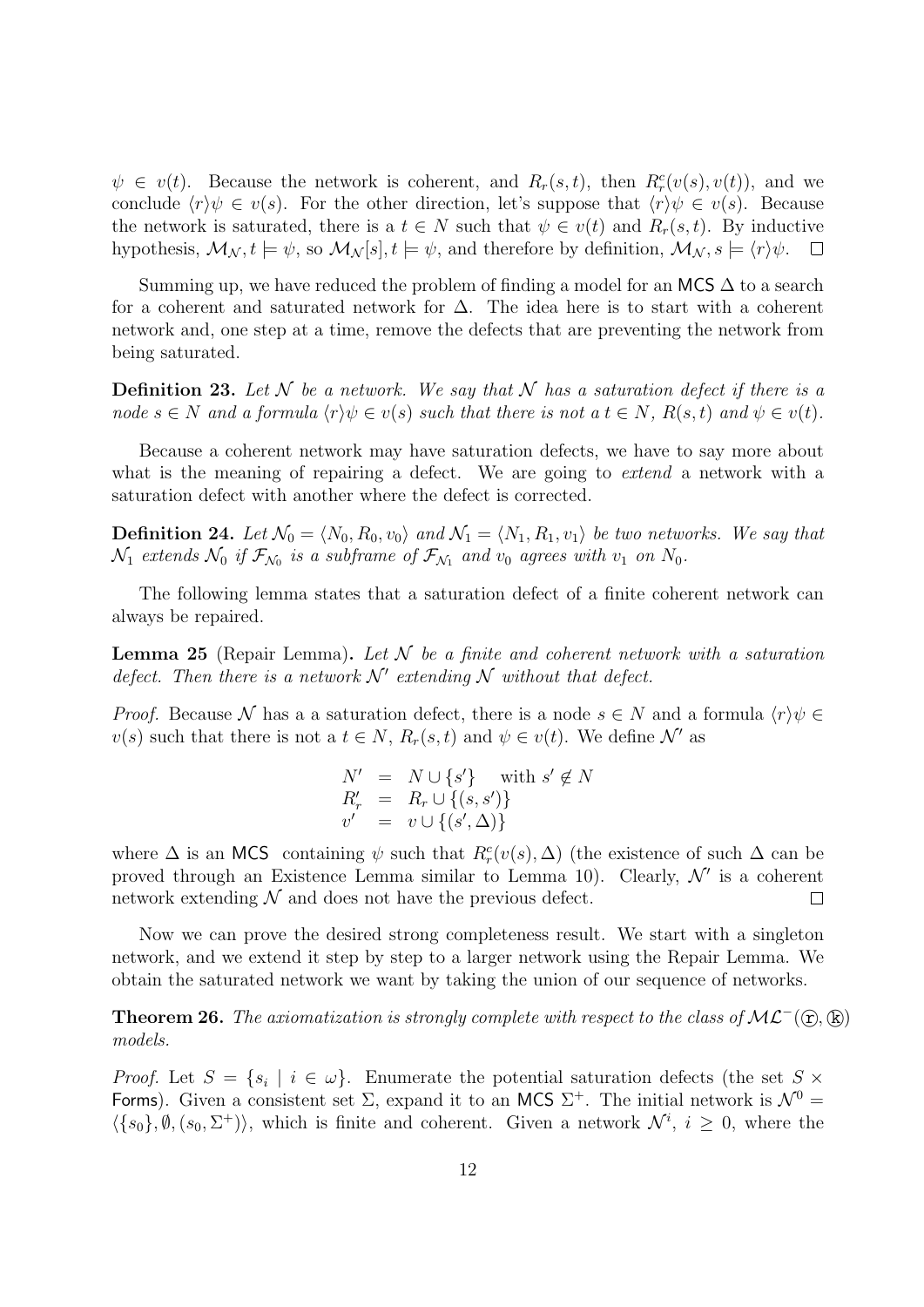$\psi \in v(t)$. Because the network is coherent, and $R_r(s,t)$, then $R^c_r(v(s), v(t))$, and we conclude $\langle r \rangle \psi \in v(s)$. For the other direction, let's suppose that $\langle r \rangle \psi \in v(s)$. Because the network is saturated, there is a $t \in N$ such that $\psi \in v(t)$ and $R_r(s,t)$. By inductive hypothesis, $\mathcal{M}_\mathcal{N}, t \models \psi$, so $\mathcal{M}_\mathcal{N}[s], t \models \psi$, and therefore by definition, $\mathcal{M}_\mathcal{N}, s \models \langle r \rangle \psi$. □

Summing up, we have reduced the problem of finding a model for an MCS $\Delta$ to a search for a coherent and saturated network for $\Delta$. The idea here is to start with a coherent network and, one step at a time, remove the defects that are preventing the network from being saturated.

**Definition 23.** *Let $\mathcal{N}$ be a network. We say that $\mathcal{N}$ has a saturation defect if there is a node $s \in N$ and a formula $\langle r \rangle \psi \in v(s)$ such that there is not a $t \in N$, $R(s,t)$ and $\psi \in v(t)$.*

Because a coherent network may have saturation defects, we have to say more about what is the meaning of repairing a defect. We are going to *extend* a network with a saturation defect with another where the defect is corrected.

**Definition 24.** *Let $\mathcal{N}_0 = \langle N_0, R_0, v_0 \rangle$ and $\mathcal{N}_1 = \langle N_1, R_1, v_1 \rangle$ be two networks. We say that $\mathcal{N}_1$ extends $\mathcal{N}_0$ if $\mathcal{F}_{\mathcal{N}_0}$ is a subframe of $\mathcal{F}_{\mathcal{N}_1}$ and $v_0$ agrees with $v_1$ on $N_0$.*

The following lemma states that a saturation defect of a finite coherent network can always be repaired.

**Lemma 25** (Repair Lemma)**.** *Let $\mathcal{N}$ be a finite and coherent network with a saturation defect. Then there is a network $\mathcal{N}'$ extending $\mathcal{N}$ without that defect.*

*Proof.* Because $\mathcal{N}$ has a a saturation defect, there is a node $s \in N$ and a formula $\langle r \rangle \psi \in v(s)$ such that there is not a $t \in N$, $R_r(s,t)$ and $\psi \in v(t)$. We define $\mathcal{N}'$ as

$$
\begin{array}{rcl}
N' & = & N \cup \{s'\} \quad \text{with } s' \notin N \\
R'_r & = & R_r \cup \{(s, s')\} \\
v' & = & v \cup \{(s', \Delta)\}
\end{array}
$$

where $\Delta$ is an MCS containing $\psi$ such that $R^c_r(v(s), \Delta)$ (the existence of such $\Delta$ can be proved through an Existence Lemma similar to Lemma 10). Clearly, $\mathcal{N}'$ is a coherent network extending $\mathcal{N}$ and does not have the previous defect. □

Now we can prove the desired strong completeness result. We start with a singleton network, and we extend it step by step to a larger network using the Repair Lemma. We obtain the saturated network we want by taking the union of our sequence of networks.

**Theorem 26.** *The axiomatization is strongly complete with respect to the class of $\mathcal{ML}^-(ⓡ, ⓚ)$ models.*

*Proof.* Let $S = \{s_i \mid i \in \omega\}$. Enumerate the potential saturation defects (the set $S \times$ Forms). Given a consistent set $\Sigma$, expand it to an MCS $\Sigma^+$. The initial network is $\mathcal{N}^0 = \langle \{s_0\}, \emptyset, (s_0, \Sigma^+) \rangle$, which is finite and coherent. Given a network $\mathcal{N}^i$, $i \geq 0$, where the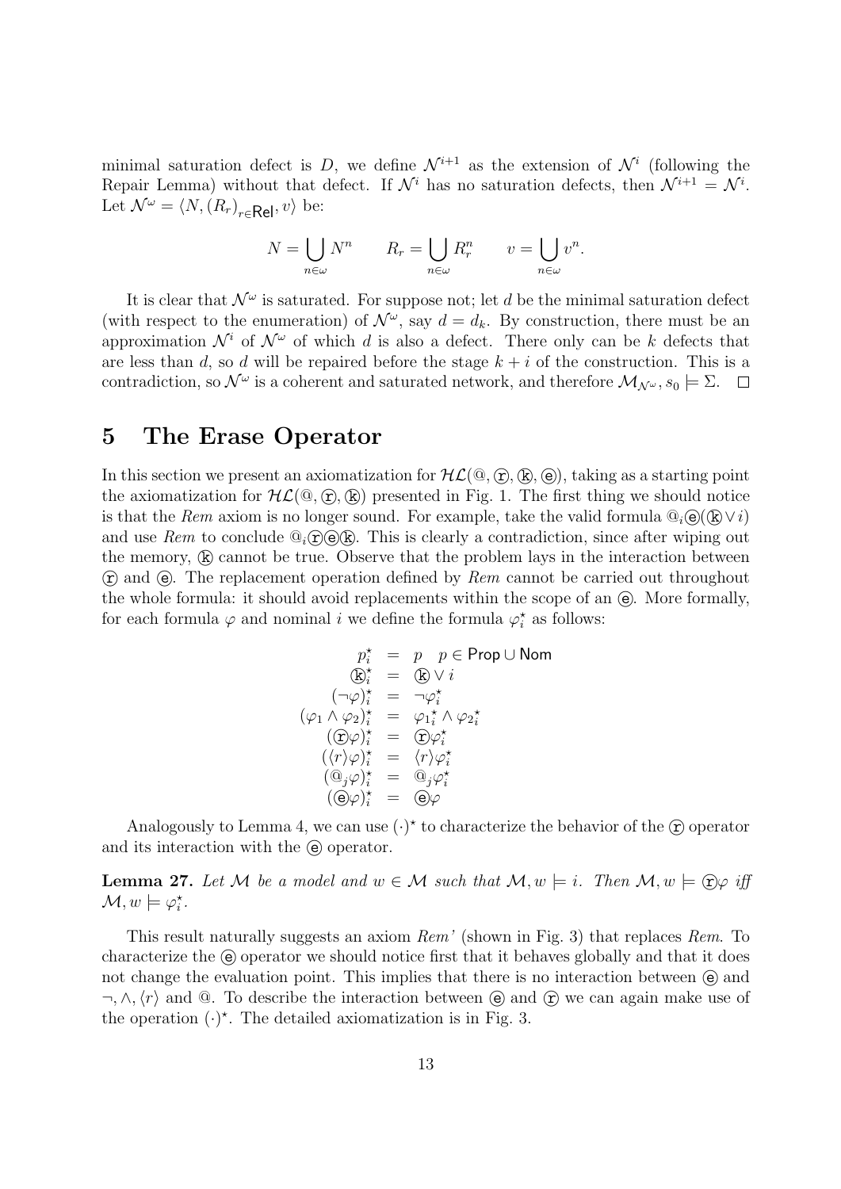minimal saturation defect is $D$, we define $\mathcal{N}^{i+1}$ as the extension of $\mathcal{N}^i$ (following the Repair Lemma) without that defect. If $\mathcal{N}^i$ has no saturation defects, then $\mathcal{N}^{i+1} = \mathcal{N}^i$. Let $\mathcal{N}^\omega = \langle N, (R_r)_{r \in \mathsf{Rel}}, v \rangle$ be:

$$N = \bigcup_{n \in \omega} N^n \qquad R_r = \bigcup_{n \in \omega} R_r^n \qquad v = \bigcup_{n \in \omega} v^n.$$

It is clear that $\mathcal{N}^\omega$ is saturated. For suppose not; let $d$ be the minimal saturation defect (with respect to the enumeration) of $\mathcal{N}^\omega$, say $d = d_k$. By construction, there must be an approximation $\mathcal{N}^i$ of $\mathcal{N}^\omega$ of which $d$ is also a defect. There only can be $k$ defects that are less than $d$, so $d$ will be repaired before the stage $k + i$ of the construction. This is a contradiction, so $\mathcal{N}^\omega$ is a coherent and saturated network, and therefore $\mathcal{M}_{\mathcal{N}^\omega}, s_0 \models \Sigma$. □

# 5 The Erase Operator

In this section we present an axiomatization for $\mathcal{HL}(@, ⓡ, ⓚ, ⓔ)$, taking as a starting point the axiomatization for $\mathcal{HL}(@, ⓡ, ⓚ)$ presented in Fig. 1. The first thing we should notice is that the *Rem* axiom is no longer sound. For example, take the valid formula $@_i$ⓔ(ⓚ $\vee\, i$) and use *Rem* to conclude $@_i$ⓡⓔⓚ. This is clearly a contradiction, since after wiping out the memory, ⓚ cannot be true. Observe that the problem lays in the interaction between ⓡ and ⓔ. The replacement operation defined by *Rem* cannot be carried out throughout the whole formula: it should avoid replacements within the scope of an ⓔ. More formally, for each formula $\varphi$ and nominal $i$ we define the formula $\varphi_i^\star$ as follows:

$$\begin{array}{rcl}
p_i^\star & = & p \quad p \in \mathsf{Prop} \cup \mathsf{Nom} \\
ⓚ_i^\star & = & ⓚ \vee i \\
(\neg\varphi)_i^\star & = & \neg\varphi_i^\star \\
(\varphi_1 \wedge \varphi_2)_i^\star & = & {\varphi_1}_i^\star \wedge {\varphi_2}_i^\star \\
(ⓡ\varphi)_i^\star & = & ⓡ\varphi_i^\star \\
(\langle r\rangle\varphi)_i^\star & = & \langle r\rangle\varphi_i^\star \\
(@_j\varphi)_i^\star & = & @_j\varphi_i^\star \\
(ⓔ\varphi)_i^\star & = & ⓔ\varphi
\end{array}$$

Analogously to Lemma 4, we can use $(\cdot)^\star$ to characterize the behavior of the ⓡ operator and its interaction with the ⓔ operator.

**Lemma 27.** *Let $\mathcal{M}$ be a model and $w \in \mathcal{M}$ such that $\mathcal{M}, w \models i$. Then $\mathcal{M}, w \models$ ⓡ$\varphi$ iff $\mathcal{M}, w \models \varphi_i^\star$.*

This result naturally suggests an axiom *Rem'* (shown in Fig. 3) that replaces *Rem*. To characterize the ⓔ operator we should notice first that it behaves globally and that it does not change the evaluation point. This implies that there is no interaction between ⓔ and $\neg, \wedge, \langle r\rangle$ and $@$. To describe the interaction between ⓔ and ⓡ we can again make use of the operation $(\cdot)^\star$. The detailed axiomatization is in Fig. 3.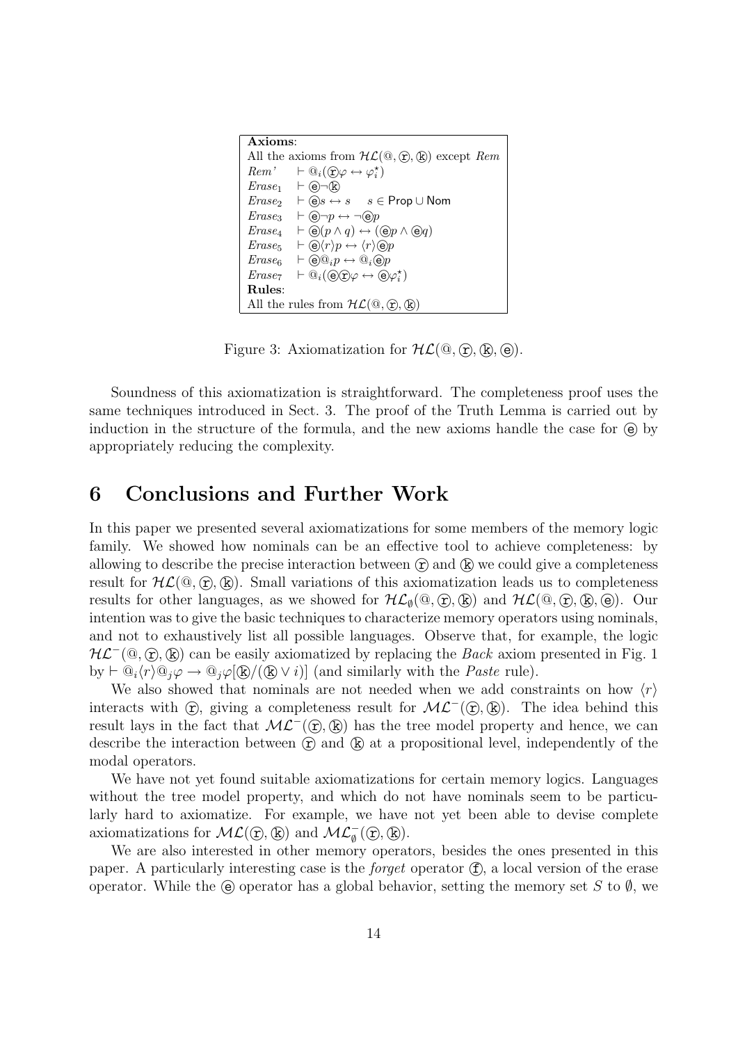**Axioms**:

All the axioms from $\mathcal{HL}(@, ⓡ, ⓚ)$ except *Rem*

| | |
|---|---|
| *Rem'* | $\vdash @_i(ⓡ\varphi \leftrightarrow \varphi_i^\star)$ |
| *Erase*$_1$ | $\vdash ⓔ\neg ⓚ$ |
| *Erase*$_2$ | $\vdash ⓔ s \leftrightarrow s \quad s \in \mathsf{Prop} \cup \mathsf{Nom}$ |
| *Erase*$_3$ | $\vdash ⓔ\neg p \leftrightarrow \neg ⓔ p$ |
| *Erase*$_4$ | $\vdash ⓔ(p \wedge q) \leftrightarrow (ⓔ p \wedge ⓔ q)$ |
| *Erase*$_5$ | $\vdash ⓔ\langle r\rangle p \leftrightarrow \langle r\rangle ⓔ p$ |
| *Erase*$_6$ | $\vdash ⓔ @_i p \leftrightarrow @_i ⓔ p$ |
| *Erase*$_7$ | $\vdash @_i(ⓔⓡ\varphi \leftrightarrow ⓔ\varphi_i^\star)$ |

**Rules**:

All the rules from $\mathcal{HL}(@, ⓡ, ⓚ)$

Figure 3: Axiomatization for $\mathcal{HL}(@, ⓡ, ⓚ, ⓔ)$.

Soundness of this axiomatization is straightforward. The completeness proof uses the same techniques introduced in Sect. 3. The proof of the Truth Lemma is carried out by induction in the structure of the formula, and the new axioms handle the case for ⓔ by appropriately reducing the complexity.

## 6 Conclusions and Further Work

In this paper we presented several axiomatizations for some members of the memory logic family. We showed how nominals can be an effective tool to achieve completeness: by allowing to describe the precise interaction between ⓡ and ⓚ we could give a completeness result for $\mathcal{HL}(@, ⓡ, ⓚ)$. Small variations of this axiomatization leads us to completeness results for other languages, as we showed for $\mathcal{HL}_\emptyset(@, ⓡ, ⓚ)$ and $\mathcal{HL}(@, ⓡ, ⓚ, ⓔ)$. Our intention was to give the basic techniques to characterize memory operators using nominals, and not to exhaustively list all possible languages. Observe that, for example, the logic $\mathcal{HL}^-(@, ⓡ, ⓚ)$ can be easily axiomatized by replacing the *Back* axiom presented in Fig. 1 by $\vdash @_i\langle r\rangle @_j\varphi \rightarrow @_j\varphi[ⓚ/(ⓚ \vee i)]$ (and similarly with the *Paste* rule).

We also showed that nominals are not needed when we add constraints on how $\langle r\rangle$ interacts with ⓡ, giving a completeness result for $\mathcal{ML}^-(ⓡ, ⓚ)$. The idea behind this result lays in the fact that $\mathcal{ML}^-(ⓡ, ⓚ)$ has the tree model property and hence, we can describe the interaction between ⓡ and ⓚ at a propositional level, independently of the modal operators.

We have not yet found suitable axiomatizations for certain memory logics. Languages without the tree model property, and which do not have nominals seem to be particularly hard to axiomatize. For example, we have not yet been able to devise complete axiomatizations for $\mathcal{ML}(ⓡ, ⓚ)$ and $\mathcal{ML}_\emptyset^-(ⓡ, ⓚ)$.

We are also interested in other memory operators, besides the ones presented in this paper. A particularly interesting case is the *forget* operator ⓕ, a local version of the erase operator. While the ⓔ operator has a global behavior, setting the memory set $S$ to $\emptyset$, we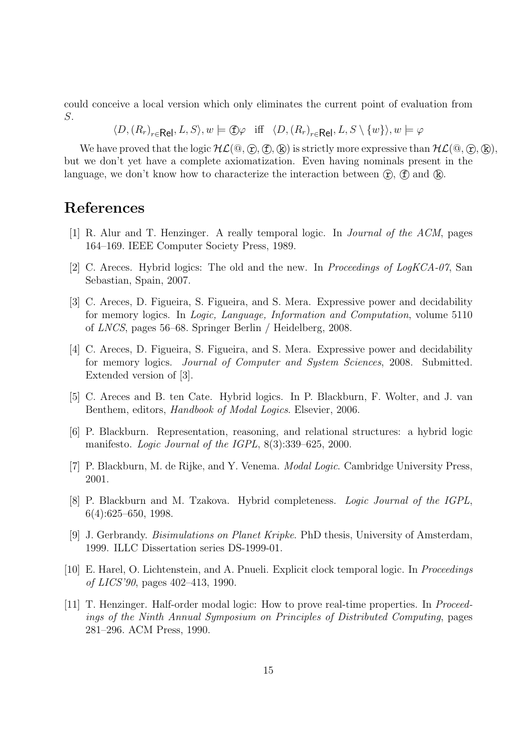could conceive a local version which only eliminates the current point of evaluation from $S$.

$$\langle D, (R_r)_{r \in \mathsf{Rel}}, L, S\rangle, w \models \textcircled{f}\varphi \quad \text{iff} \quad \langle D, (R_r)_{r \in \mathsf{Rel}}, L, S \setminus \{w\}\rangle, w \models \varphi$$

We have proved that the logic $\mathcal{HL}(@, \textcircled{r}, \textcircled{f}, \textcircled{k})$ is strictly more expressive than $\mathcal{HL}(@, \textcircled{r}, \textcircled{k})$, but we don't yet have a complete axiomatization. Even having nominals present in the language, we don't know how to characterize the interaction between $\textcircled{r}$, $\textcircled{f}$ and $\textcircled{k}$.

# References

[1] R. Alur and T. Henzinger. A really temporal logic. In *Journal of the ACM*, pages 164–169. IEEE Computer Society Press, 1989.

[2] C. Areces. Hybrid logics: The old and the new. In *Proceedings of LogKCA-07*, San Sebastian, Spain, 2007.

[3] C. Areces, D. Figueira, S. Figueira, and S. Mera. Expressive power and decidability for memory logics. In *Logic, Language, Information and Computation*, volume 5110 of *LNCS*, pages 56–68. Springer Berlin / Heidelberg, 2008.

[4] C. Areces, D. Figueira, S. Figueira, and S. Mera. Expressive power and decidability for memory logics. *Journal of Computer and System Sciences*, 2008. Submitted. Extended version of [3].

[5] C. Areces and B. ten Cate. Hybrid logics. In P. Blackburn, F. Wolter, and J. van Benthem, editors, *Handbook of Modal Logics*. Elsevier, 2006.

[6] P. Blackburn. Representation, reasoning, and relational structures: a hybrid logic manifesto. *Logic Journal of the IGPL*, 8(3):339–625, 2000.

[7] P. Blackburn, M. de Rijke, and Y. Venema. *Modal Logic*. Cambridge University Press, 2001.

[8] P. Blackburn and M. Tzakova. Hybrid completeness. *Logic Journal of the IGPL*, 6(4):625–650, 1998.

[9] J. Gerbrandy. *Bisimulations on Planet Kripke*. PhD thesis, University of Amsterdam, 1999. ILLC Dissertation series DS-1999-01.

[10] E. Harel, O. Lichtenstein, and A. Pnueli. Explicit clock temporal logic. In *Proceedings of LICS'90*, pages 402–413, 1990.

[11] T. Henzinger. Half-order modal logic: How to prove real-time properties. In *Proceedings of the Ninth Annual Symposium on Principles of Distributed Computing*, pages 281–296. ACM Press, 1990.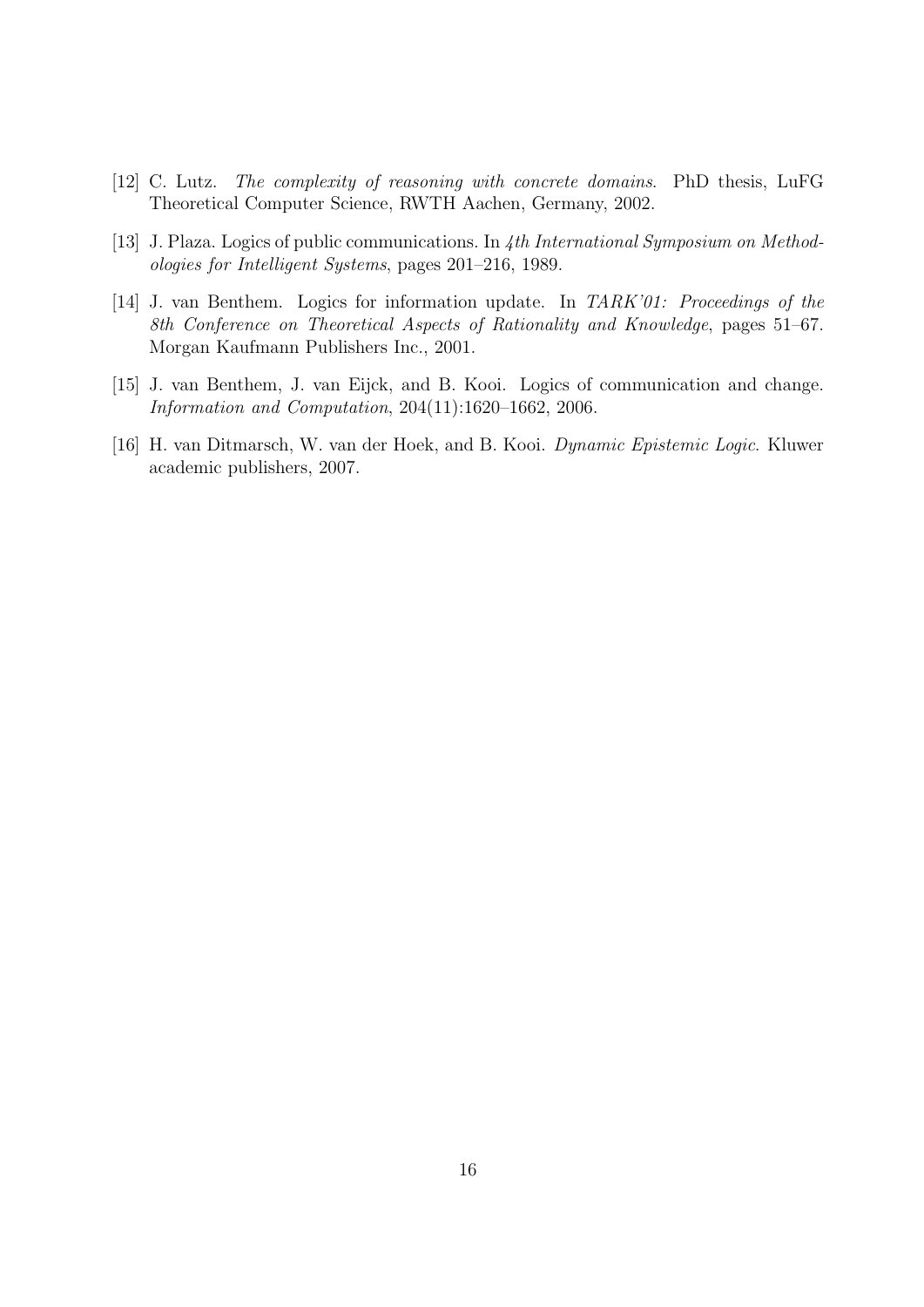[12] C. Lutz. *The complexity of reasoning with concrete domains*. PhD thesis, LuFG Theoretical Computer Science, RWTH Aachen, Germany, 2002.

[13] J. Plaza. Logics of public communications. In *4th International Symposium on Methodologies for Intelligent Systems*, pages 201–216, 1989.

[14] J. van Benthem. Logics for information update. In *TARK'01: Proceedings of the 8th Conference on Theoretical Aspects of Rationality and Knowledge*, pages 51–67. Morgan Kaufmann Publishers Inc., 2001.

[15] J. van Benthem, J. van Eijck, and B. Kooi. Logics of communication and change. *Information and Computation*, 204(11):1620–1662, 2006.

[16] H. van Ditmarsch, W. van der Hoek, and B. Kooi. *Dynamic Epistemic Logic*. Kluwer academic publishers, 2007.